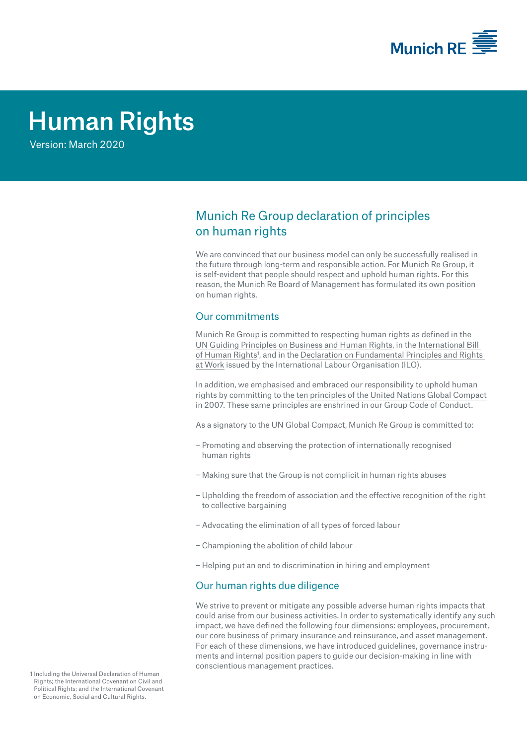# Human Rights

Version: March 2020

## Munich Re Group declaration of principles on human rights

We are convinced that our business model can only be successfully realised in the future through long-term and responsible action. For Munich Re Group, it is self-evident that people should respect and uphold human rights. For this reason, the Munich Re Board of Management has formulated its own position on human rights.

### Our commitments

Munich Re Group is committed to respecting human rights as defined in the UN Guiding Principles on Business and Human Rights, in the International Bill of Human Rights[1], and in the Declaration on Fundamental Principles and Rights at Work issued by the International Labour Organisation (ILO).

In addition, we emphasised and embraced our responsibility to uphold human rights by committing to the ten principles of the United Nations Global Compact in 2007. These same principles are enshrined in our Group Code of Conduct.

As a signatory to the UN Global Compact, Munich Re Group is committed to:

- Promoting and observing the protection of internationally recognised human rights
- Making sure that the Group is not complicit in human rights abuses
- Upholding the freedom of association and the effective recognition of the right to collective bargaining
- Advocating the elimination of all types of forced labour
- Championing the abolition of child labour
- Helping put an end to discrimination in hiring and employment

### Our human rights due diligence

We strive to prevent or mitigate any possible adverse human rights impacts that could arise from our business activities. In order to systematically identify any such impact, we have defined the following four dimensions: employees, procurement, our core business of primary insurance and reinsurance, and asset management. For each of these dimensions, we have introduced guidelines, governance instruments and internal position papers to guide our decision-making in line with conscientious management practices.

1 Including the Universal Declaration of Human Rights; the International Covenant on Civil and Political Rights; and the International Covenant on Economic, Social and Cultural Rights.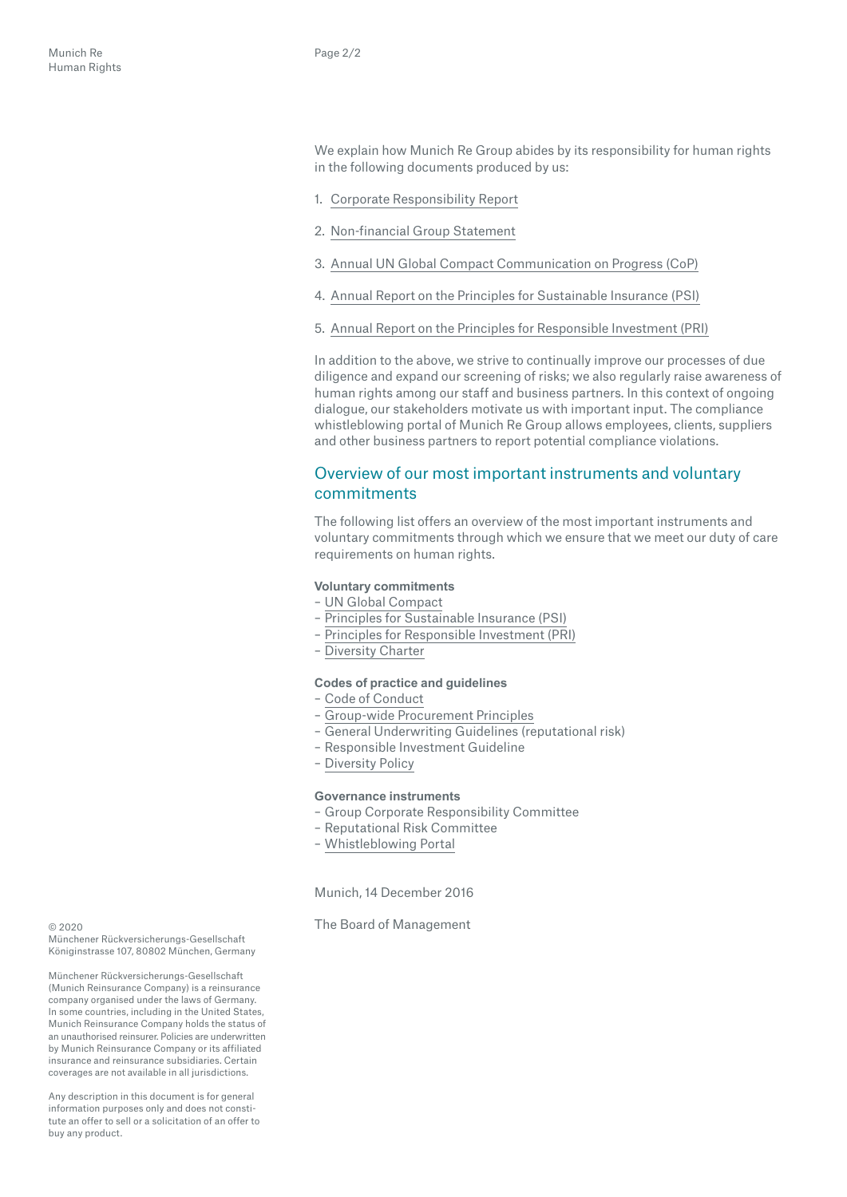We explain how Munich Re Group abides by its responsibility for human rights in the following documents produced by us:

1. Corporate Responsibility Report
2. Non-financial Group Statement
3. Annual UN Global Compact Communication on Progress (CoP)
4. Annual Report on the Principles for Sustainable Insurance (PSI)
5. Annual Report on the Principles for Responsible Investment (PRI)

In addition to the above, we strive to continually improve our processes of due diligence and expand our screening of risks; we also regularly raise awareness of human rights among our staff and business partners. In this context of ongoing dialogue, our stakeholders motivate us with important input. The compliance whistleblowing portal of Munich Re Group allows employees, clients, suppliers and other business partners to report potential compliance violations.

## Overview of our most important instruments and voluntary commitments

The following list offers an overview of the most important instruments and voluntary commitments through which we ensure that we meet our duty of care requirements on human rights.

**Voluntary commitments**
- UN Global Compact
- Principles for Sustainable Insurance (PSI)
- Principles for Responsible Investment (PRI)
- Diversity Charter

**Codes of practice and guidelines**
- Code of Conduct
- Group-wide Procurement Principles
- General Underwriting Guidelines (reputational risk)
- Responsible Investment Guideline
- Diversity Policy

**Governance instruments**
- Group Corporate Responsibility Committee
- Reputational Risk Committee
- Whistleblowing Portal

Munich, 14 December 2016

The Board of Management

© 2020
Münchener Rückversicherungs-Gesellschaft
Königinstrasse 107, 80802 München, Germany

Münchener Rückversicherungs-Gesellschaft (Munich Reinsurance Company) is a reinsurance company organised under the laws of Germany. In some countries, including in the United States, Munich Reinsurance Company holds the status of an unauthorised reinsurer. Policies are underwritten by Munich Reinsurance Company or its affiliated insurance and reinsurance subsidiaries. Certain coverages are not available in all jurisdictions.

Any description in this document is for general information purposes only and does not constitute an offer to sell or a solicitation of an offer to buy any product.